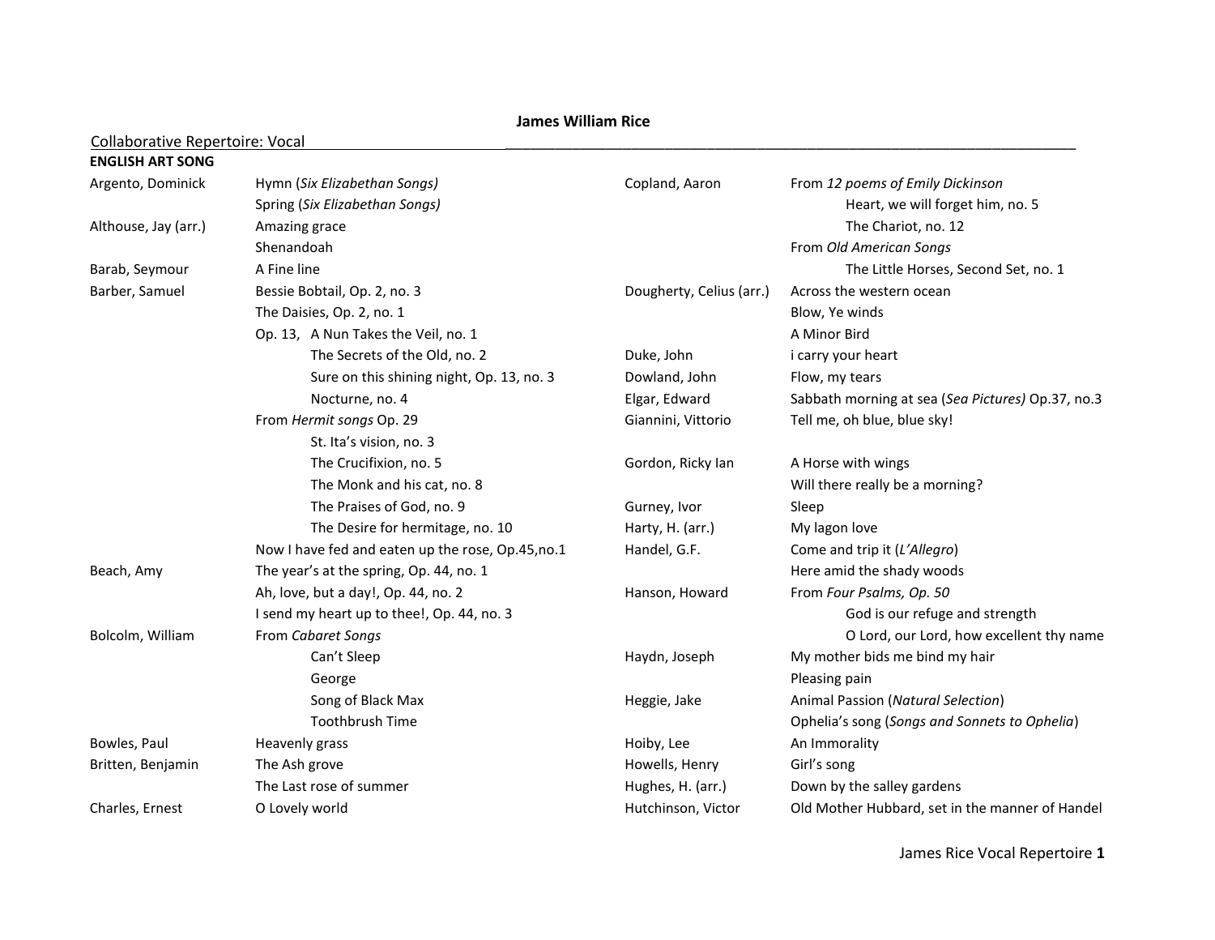**James William Rice**

Collaborative Repertoire: Vocal

**ENGLISH ART SONG**

| Composer | Title |
|---|---|
| Argento, Dominick | Hymn (*Six Elizabethan Songs)* |
| | Spring (*Six Elizabethan Songs)* |
| Althouse, Jay (arr.) | Amazing grace |
| | Shenandoah |
| Barab, Seymour | A Fine line |
| Barber, Samuel | Bessie Bobtail, Op. 2, no. 3 |
| | The Daisies, Op. 2, no. 1 |
| | Op. 13, A Nun Takes the Veil, no. 1 |
| | The Secrets of the Old, no. 2 |
| | Sure on this shining night, Op. 13, no. 3 |
| | Nocturne, no. 4 |
| | From *Hermit songs* Op. 29 |
| | St. Ita's vision, no. 3 |
| | The Crucifixion, no. 5 |
| | The Monk and his cat, no. 8 |
| | The Praises of God, no. 9 |
| | The Desire for hermitage, no. 10 |
| | Now I have fed and eaten up the rose, Op.45,no.1 |
| Beach, Amy | The year's at the spring, Op. 44, no. 1 |
| | Ah, love, but a day!, Op. 44, no. 2 |
| | I send my heart up to thee!, Op. 44, no. 3 |
| Bolcolm, William | From *Cabaret Songs* |
| | Can't Sleep |
| | George |
| | Song of Black Max |
| | Toothbrush Time |
| Bowles, Paul | Heavenly grass |
| Britten, Benjamin | The Ash grove |
| | The Last rose of summer |
| Charles, Ernest | O Lovely world |
| Copland, Aaron | From *12 poems of Emily Dickinson* |
| | Heart, we will forget him, no. 5 |
| | The Chariot, no. 12 |
| | From *Old American Songs* |
| | The Little Horses, Second Set, no. 1 |
| Dougherty, Celius (arr.) | Across the western ocean |
| | Blow, Ye winds |
| | A Minor Bird |
| Duke, John | i carry your heart |
| Dowland, John | Flow, my tears |
| Elgar, Edward | Sabbath morning at sea (*Sea Pictures)* Op.37, no.3 |
| Giannini, Vittorio | Tell me, oh blue, blue sky! |
| Gordon, Ricky Ian | A Horse with wings |
| | Will there really be a morning? |
| Gurney, Ivor | Sleep |
| Harty, H. (arr.) | My lagon love |
| Handel, G.F. | Come and trip it (*L'Allegro*) |
| | Here amid the shady woods |
| Hanson, Howard | From *Four Psalms, Op. 50* |
| | God is our refuge and strength |
| | O Lord, our Lord, how excellent thy name |
| Haydn, Joseph | My mother bids me bind my hair |
| | Pleasing pain |
| Heggie, Jake | Animal Passion (*Natural Selection*) |
| | Ophelia's song (*Songs and Sonnets to Ophelia*) |
| Hoiby, Lee | An Immorality |
| Howells, Henry | Girl's song |
| Hughes, H. (arr.) | Down by the salley gardens |
| Hutchinson, Victor | Old Mother Hubbard, set in the manner of Handel |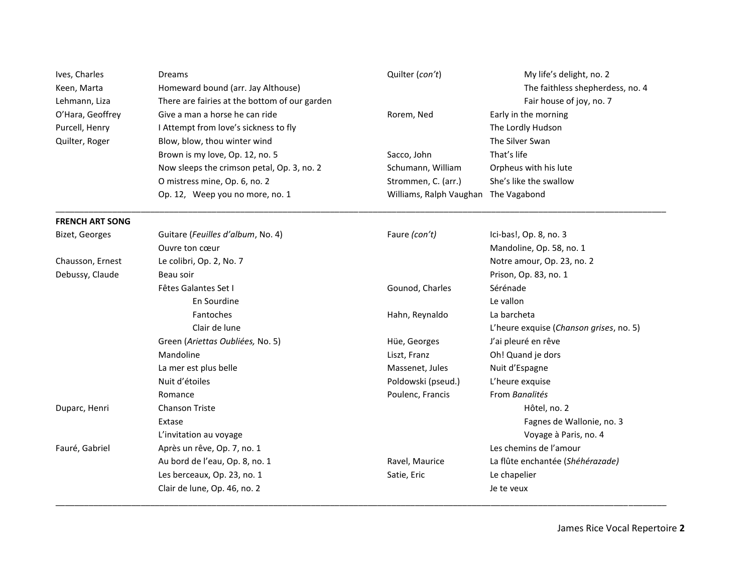Ives, Charles — Dreams

Keen, Marta — Homeward bound (arr. Jay Althouse)

Lehmann, Liza — There are fairies at the bottom of our garden

O'Hara, Geoffrey — Give a man a horse he can ride

Purcell, Henry — I Attempt from love's sickness to fly

Quilter, Roger
- Blow, blow, thou winter wind
- Brown is my love, Op. 12, no. 5
- Now sleeps the crimson petal, Op. 3, no. 2
- O mistress mine, Op. 6, no. 2
- Op. 12, Weep you no more, no. 1
    - My life's delight, no. 2
    - The faithless shepherdess, no. 4
    - Fair house of joy, no. 7

Rorem, Ned
- Early in the morning
- The Lordly Hudson
- The Silver Swan

Sacco, John — That's life

Schumann, William — Orpheus with his lute

Strommen, C. (arr.) — She's like the swallow

Williams, Ralph Vaughan — The Vagabond

---

**FRENCH ART SONG**

Bizet, Georges
- Guitare (*Feuilles d'album*, No. 4)
- Ouvre ton cœur

Chausson, Ernest — Le colibri, Op. 2, No. 7

Debussy, Claude
- Beau soir
- Fêtes Galantes Set I
    - En Sourdine
    - Fantoches
    - Clair de lune
- Green (*Ariettas Oubliées,* No. 5)
- Mandoline
- La mer est plus belle
- Nuit d'étoiles
- Romance

Duparc, Henri
- Chanson Triste
- Extase
- L'invitation au voyage

Fauré, Gabriel
- Après un rêve, Op. 7, no. 1
- Au bord de l'eau, Op. 8, no. 1
- Les berceaux, Op. 23, no. 1
- Clair de lune, Op. 46, no. 2
- Ici-bas!, Op. 8, no. 3
- Mandoline, Op. 58, no. 1
- Notre amour, Op. 23, no. 2
- Prison, Op. 83, no. 1

Gounod, Charles
- Sérénade
- Le vallon

Hahn, Reynaldo
- La barcheta
- L'heure exquise (*Chanson grises*, no. 5)

Hüe, Georges — J'ai pleuré en rêve

Liszt, Franz — Oh! Quand je dors

Massenet, Jules — Nuit d'Espagne

Poldowski (pseud.) — L'heure exquise

Poulenc, Francis
- From *Banalités*
    - Hôtel, no. 2
    - Fagnes de Wallonie, no. 3
    - Voyage à Paris, no. 4
- Les chemins de l'amour

Ravel, Maurice — La flûte enchantée (*Shéhérazade)*

Satie, Eric
- Le chapelier
- Je te veux

---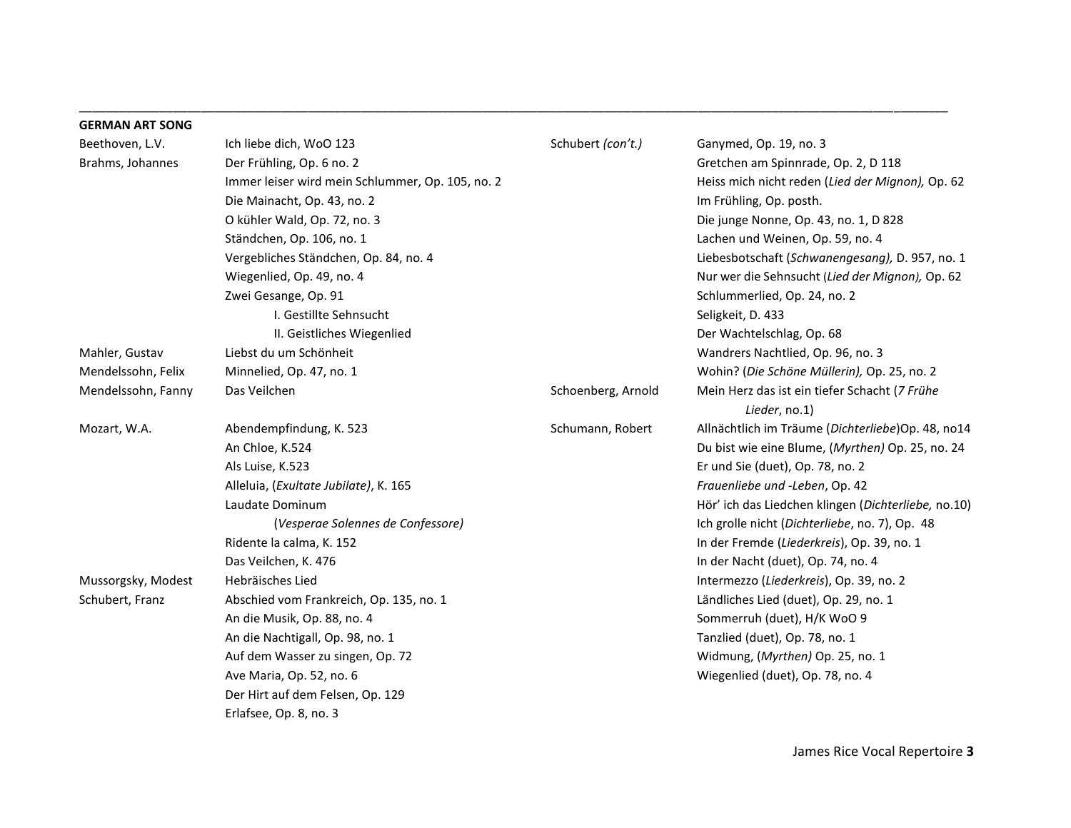## GERMAN ART SONG

| Composer | Work |
| --- | --- |
| Beethoven, L.V. | Ich liebe dich, WoO 123 |
| Brahms, Johannes | Der Frühling, Op. 6 no. 2 |
| | Immer leiser wird mein Schlummer, Op. 105, no. 2 |
| | Die Mainacht, Op. 43, no. 2 |
| | O kühler Wald, Op. 72, no. 3 |
| | Ständchen, Op. 106, no. 1 |
| | Vergebliches Ständchen, Op. 84, no. 4 |
| | Wiegenlied, Op. 49, no. 4 |
| | Zwei Gesange, Op. 91 |
| | I. Gestillte Sehnsucht |
| | II. Geistliches Wiegenlied |
| Mahler, Gustav | Liebst du um Schönheit |
| Mendelssohn, Felix | Minnelied, Op. 47, no. 1 |
| Mendelssohn, Fanny | Das Veilchen |
| Mozart, W.A. | Abendempfindung, K. 523 |
| | An Chloe, K.524 |
| | Als Luise, K.523 |
| | Alleluia, (*Exultate Jubilate*), K. 165 |
| | Laudate Dominum (*Vesperae Solennes de Confessore*) |
| | Ridente la calma, K. 152 |
| | Das Veilchen, K. 476 |
| Mussorgsky, Modest | Hebräisches Lied |
| Schubert, Franz | Abschied vom Frankreich, Op. 135, no. 1 |
| | An die Musik, Op. 88, no. 4 |
| | An die Nachtigall, Op. 98, no. 1 |
| | Auf dem Wasser zu singen, Op. 72 |
| | Ave Maria, Op. 52, no. 6 |
| | Der Hirt auf dem Felsen, Op. 129 |
| | Erlafsee, Op. 8, no. 3 |
| Schubert *(con't.)* | Ganymed, Op. 19, no. 3 |
| | Gretchen am Spinnrade, Op. 2, D 118 |
| | Heiss mich nicht reden (*Lied der Mignon),* Op. 62 |
| | Im Frühling, Op. posth. |
| | Die junge Nonne, Op. 43, no. 1, D 828 |
| | Lachen und Weinen, Op. 59, no. 4 |
| | Liebesbotschaft (*Schwanengesang),* D. 957, no. 1 |
| | Nur wer die Sehnsucht (*Lied der Mignon),* Op. 62 |
| | Schlummerlied, Op. 24, no. 2 |
| | Seligkeit, D. 433 |
| | Der Wachtelschlag, Op. 68 |
| | Wandrers Nachtlied, Op. 96, no. 3 |
| | Wohin? (*Die Schöne Müllerin),* Op. 25, no. 2 |
| Schoenberg, Arnold | Mein Herz das ist ein tiefer Schacht (*7 Frühe Lieder*, no.1) |
| Schumann, Robert | Allnächtlich im Träume (*Dichterliebe*)Op. 48, no14 |
| | Du bist wie eine Blume, (*Myrthen)* Op. 25, no. 24 |
| | Er und Sie (duet), Op. 78, no. 2 |
| | *Frauenliebe und -Leben*, Op. 42 |
| | Hör' ich das Liedchen klingen (*Dichterliebe,* no.10) |
| | Ich grolle nicht (*Dichterliebe*, no. 7), Op. 48 |
| | In der Fremde (*Liederkreis*), Op. 39, no. 1 |
| | In der Nacht (duet), Op. 74, no. 4 |
| | Intermezzo (*Liederkreis*), Op. 39, no. 2 |
| | Ländliches Lied (duet), Op. 29, no. 1 |
| | Sommerruh (duet), H/K WoO 9 |
| | Tanzlied (duet), Op. 78, no. 1 |
| | Widmung, (*Myrthen)* Op. 25, no. 1 |
| | Wiegenlied (duet), Op. 78, no. 4 |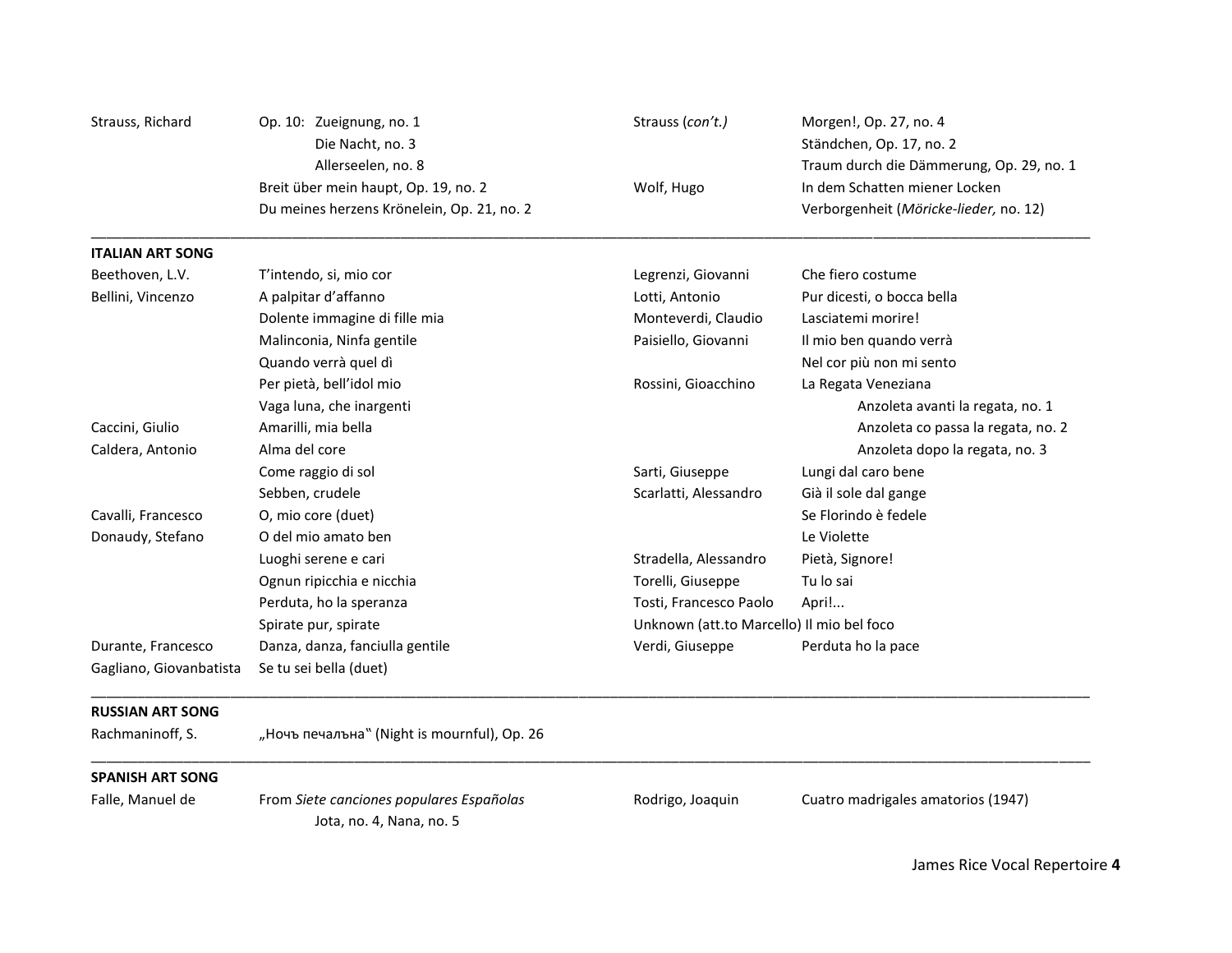| | | | |
|---|---|---|---|
| Strauss, Richard | Op. 10: Zueignung, no. 1 | Strauss (*con't.)* | Morgen!, Op. 27, no. 4 |
| | Die Nacht, no. 3 | | Ständchen, Op. 17, no. 2 |
| | Allerseelen, no. 8 | | Traum durch die Dämmerung, Op. 29, no. 1 |
| | Breit über mein haupt, Op. 19, no. 2 | Wolf, Hugo | In dem Schatten miener Locken |
| | Du meines herzens Krönelein, Op. 21, no. 2 | | Verborgenheit (*Möricke-lieder,* no. 12) |

**ITALIAN ART SONG**

| | | | |
|---|---|---|---|
| Beethoven, L.V. | T'intendo, si, mio cor | Legrenzi, Giovanni | Che fiero costume |
| Bellini, Vincenzo | A palpitar d'affanno | Lotti, Antonio | Pur dicesti, o bocca bella |
| | Dolente immagine di fille mia | Monteverdi, Claudio | Lasciatemi morire! |
| | Malinconia, Ninfa gentile | Paisiello, Giovanni | Il mio ben quando verrà |
| | Quando verrà quel dì | | Nel cor più non mi sento |
| | Per pietà, bell'idol mio | Rossini, Gioacchino | La Regata Veneziana |
| | Vaga luna, che inargenti | | Anzoleta avanti la regata, no. 1 |
| Caccini, Giulio | Amarilli, mia bella | | Anzoleta co passa la regata, no. 2 |
| Caldera, Antonio | Alma del core | | Anzoleta dopo la regata, no. 3 |
| | Come raggio di sol | Sarti, Giuseppe | Lungi dal caro bene |
| | Sebben, crudele | Scarlatti, Alessandro | Già il sole dal gange |
| Cavalli, Francesco | O, mio core (duet) | | Se Florindo è fedele |
| Donaudy, Stefano | O del mio amato ben | | Le Violette |
| | Luoghi serene e cari | Stradella, Alessandro | Pietà, Signore! |
| | Ognun ripicchia e nicchia | Torelli, Giuseppe | Tu lo sai |
| | Perduta, ho la speranza | Tosti, Francesco Paolo | Apri!... |
| | Spirate pur, spirate | Unknown (att.to Marcello) | Il mio bel foco |
| Durante, Francesco | Danza, danza, fanciulla gentile | Verdi, Giuseppe | Perduta ho la pace |
| Gagliano, Giovanbatista | Se tu sei bella (duet) | | |

**RUSSIAN ART SONG**

| | |
|---|---|
| Rachmaninoff, S. | „Ночъ печалъна" (Night is mournful), Op. 26 |

**SPANISH ART SONG**

| | | | |
|---|---|---|---|
| Falle, Manuel de | From *Siete canciones populares Españolas* | Rodrigo, Joaquin | Cuatro madrigales amatorios (1947) |
| | Jota, no. 4, Nana, no. 5 | | |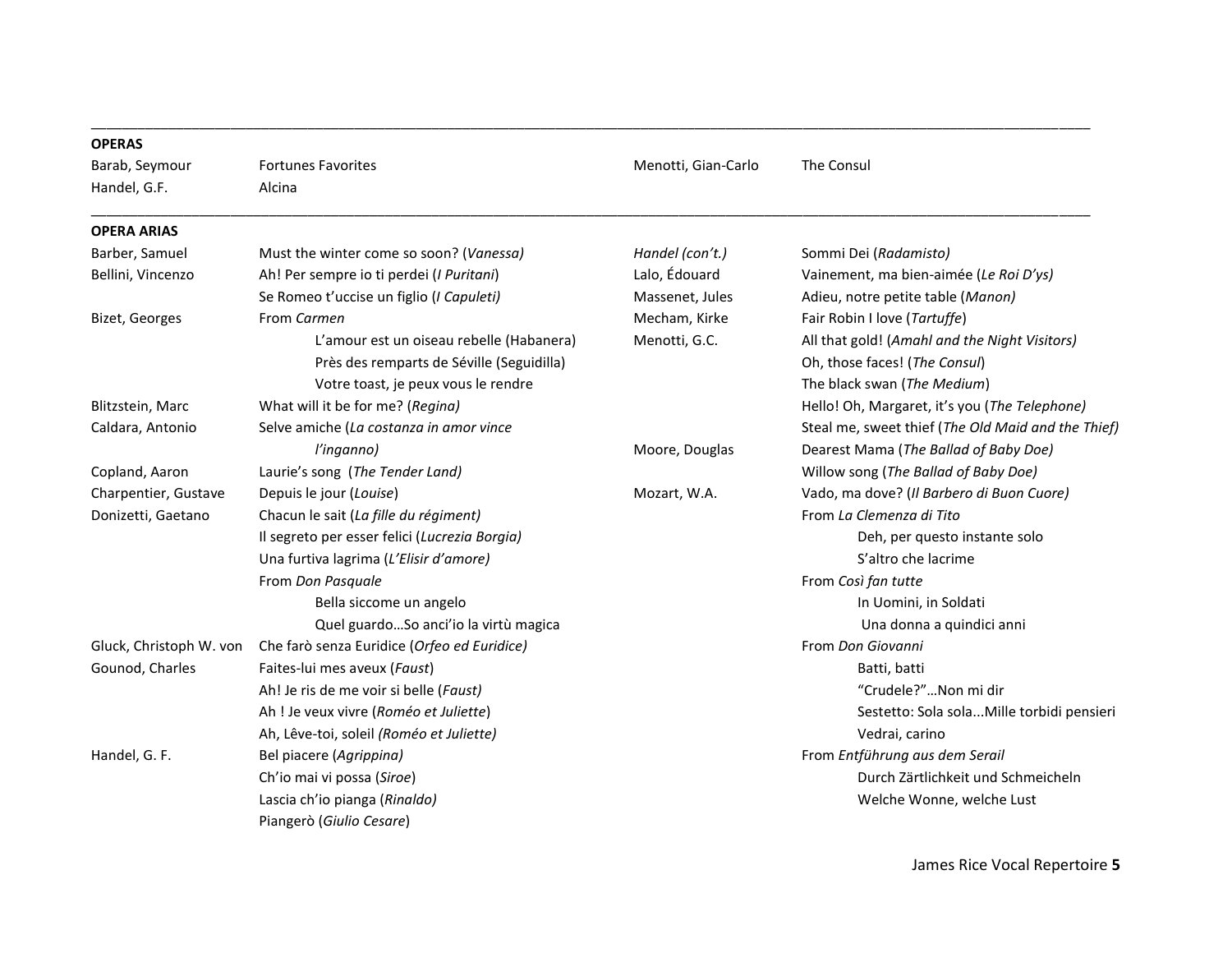## OPERAS

| | |
|---|---|
| Barab, Seymour | Fortunes Favorites |
| Handel, G.F. | Alcina |
| Menotti, Gian-Carlo | The Consul |

## OPERA ARIAS

| | |
|---|---|
| Barber, Samuel | Must the winter come so soon? (*Vanessa)* |
| Bellini, Vincenzo | Ah! Per sempre io ti perdei (*I Puritani*) |
| | Se Romeo t'uccise un figlio (*I Capuleti)* |
| Bizet, Georges | From *Carmen* |
| | L'amour est un oiseau rebelle (Habanera) |
| | Près des remparts de Séville (Seguidilla) |
| | Votre toast, je peux vous le rendre |
| Blitzstein, Marc | What will it be for me? (*Regina)* |
| Caldara, Antonio | Selve amiche (*La costanza in amor vince l'inganno)* |
| Copland, Aaron | Laurie's song (*The Tender Land)* |
| Charpentier, Gustave | Depuis le jour (*Louise*) |
| Donizetti, Gaetano | Chacun le sait (*La fille du régiment)* |
| | Il segreto per esser felici (*Lucrezia Borgia)* |
| | Una furtiva lagrima (*L'Elisir d'amore)* |
| | From *Don Pasquale* |
| | Bella siccome un angelo |
| | Quel guardo…So anci'io la virtù magica |
| Gluck, Christoph W. von | Che farò senza Euridice (*Orfeo ed Euridice)* |
| Gounod, Charles | Faites-lui mes aveux (*Faust*) |
| | Ah! Je ris de me voir si belle (*Faust)* |
| | Ah ! Je veux vivre (*Roméo et Juliette*) |
| | Ah, Lêve-toi, soleil *(Roméo et Juliette)* |
| Handel, G. F. | Bel piacere (*Agrippina)* |
| | Ch'io mai vi possa (*Siroe*) |
| | Lascia ch'io pianga (*Rinaldo)* |
| | Piangerò (*Giulio Cesare*) |
| *Handel (con't.)* | Sommi Dei (*Radamisto)* |
| Lalo, Édouard | Vainement, ma bien-aimée (*Le Roi D'ys)* |
| Massenet, Jules | Adieu, notre petite table (*Manon)* |
| Mecham, Kirke | Fair Robin I love (*Tartuffe*) |
| Menotti, G.C. | All that gold! (*Amahl and the Night Visitors)* |
| | Oh, those faces! (*The Consul*) |
| | The black swan (*The Medium*) |
| | Hello! Oh, Margaret, it's you (*The Telephone)* |
| | Steal me, sweet thief (*The Old Maid and the Thief)* |
| Moore, Douglas | Dearest Mama (*The Ballad of Baby Doe)* |
| | Willow song (*The Ballad of Baby Doe)* |
| Mozart, W.A. | Vado, ma dove? (*Il Barbero di Buon Cuore)* |
| | From *La Clemenza di Tito* |
| | Deh, per questo instante solo |
| | S'altro che lacrime |
| | From *Così fan tutte* |
| | In Uomini, in Soldati |
| | Una donna a quindici anni |
| | From *Don Giovanni* |
| | Batti, batti |
| | "Crudele?"…Non mi dir |
| | Sestetto: Sola sola...Mille torbidi pensieri |
| | Vedrai, carino |
| | From *Entführung aus dem Serail* |
| | Durch Zärtlichkeit und Schmeicheln |
| | Welche Wonne, welche Lust |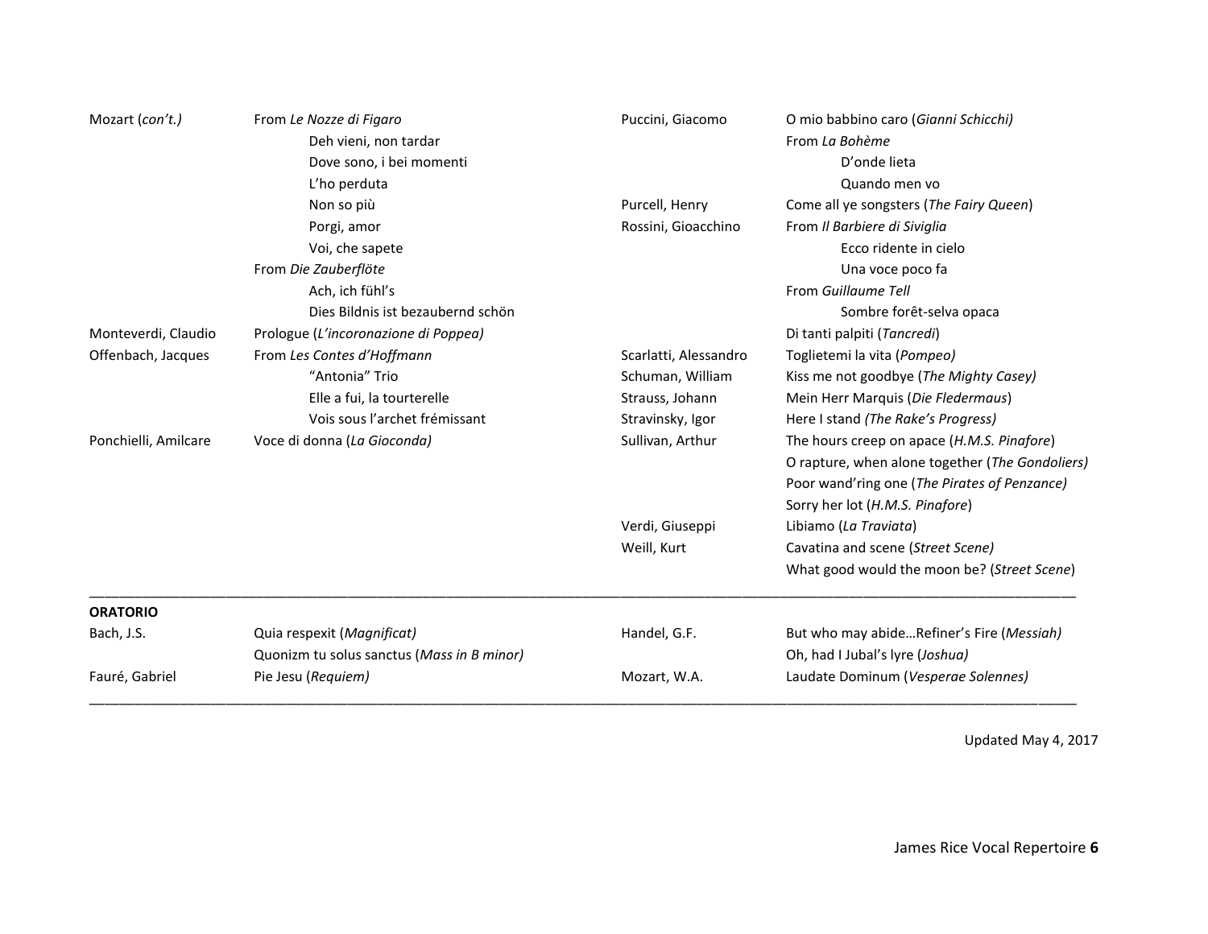| | |
|---|---|
| Mozart (*con't.)* | From *Le Nozze di Figaro* |
| | Deh vieni, non tardar |
| | Dove sono, i bei momenti |
| | L'ho perduta |
| | Non so più |
| | Porgi, amor |
| | Voi, che sapete |
| | From *Die Zauberflöte* |
| | Ach, ich fühl's |
| | Dies Bildnis ist bezaubernd schön |
| Monteverdi, Claudio | Prologue (*L'incoronazione di Poppea)* |
| Offenbach, Jacques | From *Les Contes d'Hoffmann* |
| | "Antonia" Trio |
| | Elle a fui, la tourterelle |
| | Vois sous l'archet frémissant |
| Ponchielli, Amilcare | Voce di donna (*La Gioconda)* |
| Puccini, Giacomo | O mio babbino caro (*Gianni Schicchi)* |
| | From *La Bohème* |
| | D'onde lieta |
| | Quando men vo |
| Purcell, Henry | Come all ye songsters (*The Fairy Queen*) |
| Rossini, Gioacchino | From *Il Barbiere di Siviglia* |
| | Ecco ridente in cielo |
| | Una voce poco fa |
| | From *Guillaume Tell* |
| | Sombre forêt-selva opaca |
| | Di tanti palpiti (*Tancredi*) |
| Scarlatti, Alessandro | Toglietemi la vita (*Pompeo)* |
| Schuman, William | Kiss me not goodbye (*The Mighty Casey)* |
| Strauss, Johann | Mein Herr Marquis (*Die Fledermaus*) |
| Stravinsky, Igor | Here I stand *(The Rake's Progress)* |
| Sullivan, Arthur | The hours creep on apace (*H.M.S. Pinafore*) |
| | O rapture, when alone together (*The Gondoliers)* |
| | Poor wand'ring one (*The Pirates of Penzance)* |
| | Sorry her lot (*H.M.S. Pinafore*) |
| Verdi, Giuseppi | Libiamo (*La Traviata*) |
| Weill, Kurt | Cavatina and scene (*Street Scene)* |
| | What good would the moon be? (*Street Scene*) |

**ORATORIO**

| | |
|---|---|
| Bach, J.S. | Quia respexit (*Magnificat)* |
| | Quonizm tu solus sanctus (*Mass in B minor)* |
| Fauré, Gabriel | Pie Jesu (*Requiem)* |
| Handel, G.F. | But who may abide…Refiner's Fire (*Messiah)* |
| | Oh, had I Jubal's lyre (*Joshua)* |
| Mozart, W.A. | Laudate Dominum (*Vesperae Solennes)* |

Updated May 4, 2017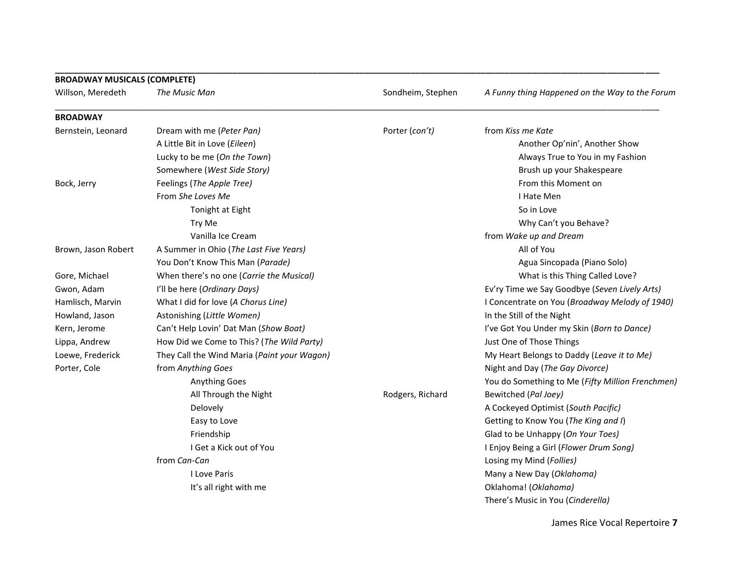**BROADWAY MUSICALS (COMPLETE)**

Willson, Meredeth — *The Music Man*

Sondheim, Stephen — *A Funny thing Happened on the Way to the Forum*

**BROADWAY**

Bernstein, Leonard
- Dream with me (*Peter Pan)*
- A Little Bit in Love (*Eileen*)
- Lucky to be me (*On the Town*)
- Somewhere (*West Side Story)*

Bock, Jerry
- Feelings (*The Apple Tree)*
- From *She Loves Me*
  - Tonight at Eight
  - Try Me
  - Vanilla Ice Cream

Brown, Jason Robert
- A Summer in Ohio (*The Last Five Years)*
- You Don't Know This Man (*Parade)*

Gore, Michael
- When there's no one (*Carrie the Musical)*

Gwon, Adam
- I'll be here (*Ordinary Days)*

Hamlisch, Marvin
- What I did for love (*A Chorus Line)*

Howland, Jason
- Astonishing (*Little Women)*

Kern, Jerome
- Can't Help Lovin' Dat Man (*Show Boat)*

Lippa, Andrew
- How Did we Come to This? (*The Wild Party)*

Loewe, Frederick
- They Call the Wind Maria (*Paint your Wagon)*

Porter, Cole
- from *Anything Goes*
  - Anything Goes
  - All Through the Night
  - Delovely
  - Easy to Love
  - Friendship
  - I Get a Kick out of You
- from *Can-Can*
  - I Love Paris
  - It's all right with me

Porter (*con't)*
- from *Kiss me Kate*
  - Another Op'nin', Another Show
  - Always True to You in my Fashion
  - Brush up your Shakespeare
  - From this Moment on
  - I Hate Men
  - So in Love
  - Why Can't you Behave?
- from *Wake up and Dream*
  - All of You
  - Agua Sincopada (Piano Solo)
  - What is this Thing Called Love?
- Ev'ry Time we Say Goodbye (*Seven Lively Arts)*
- I Concentrate on You (*Broadway Melody of 1940)*
- In the Still of the Night
- I've Got You Under my Skin (*Born to Dance)*
- Just One of Those Things
- My Heart Belongs to Daddy (*Leave it to Me)*
- Night and Day (*The Gay Divorce)*
- You do Something to Me (*Fifty Million Frenchmen)*

Rodgers, Richard
- Bewitched (*Pal Joey)*
- A Cockeyed Optimist (*South Pacific)*
- Getting to Know You (*The King and I*)
- Glad to be Unhappy (*On Your Toes)*
- I Enjoy Being a Girl (*Flower Drum Song)*
- Losing my Mind (*Follies)*
- Many a New Day (*Oklahoma)*
- Oklahoma! (*Oklahoma)*
- There's Music in You (*Cinderella)*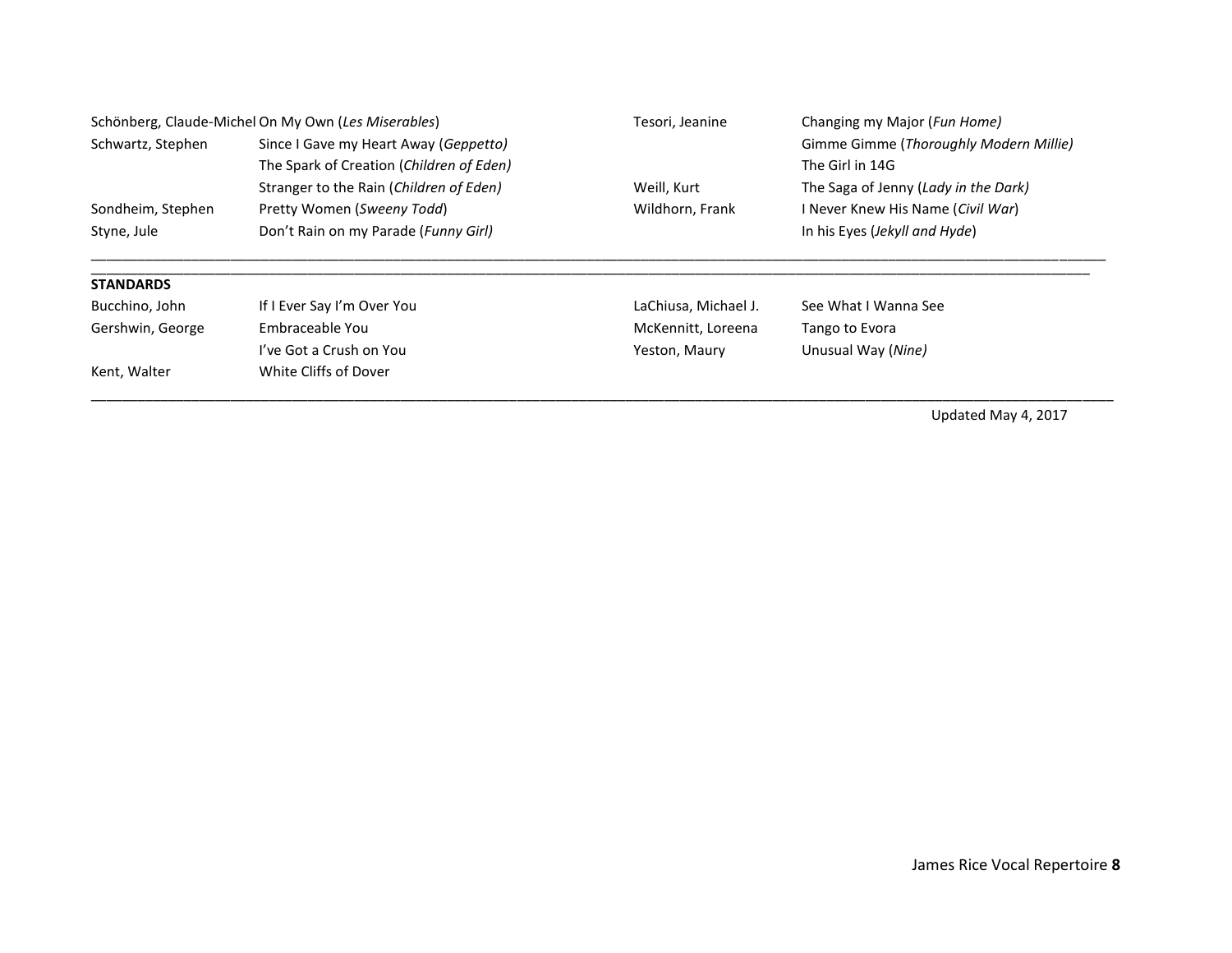| | | | |
|---|---|---|---|
| Schönberg, Claude-Michel | On My Own (*Les Miserables*) | Tesori, Jeanine | Changing my Major (*Fun Home)* |
| Schwartz, Stephen | Since I Gave my Heart Away (*Geppetto)* | | Gimme Gimme (*Thoroughly Modern Millie)* |
| | The Spark of Creation (*Children of Eden)* | | The Girl in 14G |
| | Stranger to the Rain (*Children of Eden)* | Weill, Kurt | The Saga of Jenny (*Lady in the Dark)* |
| Sondheim, Stephen | Pretty Women (*Sweeny Todd*) | Wildhorn, Frank | I Never Knew His Name (*Civil War*) |
| Styne, Jule | Don't Rain on my Parade (*Funny Girl)* | | In his Eyes (*Jekyll and Hyde*) |

**STANDARDS**

| | | | |
|---|---|---|---|
| Bucchino, John | If I Ever Say I'm Over You | LaChiusa, Michael J. | See What I Wanna See |
| Gershwin, George | Embraceable You | McKennitt, Loreena | Tango to Evora |
| | I've Got a Crush on You | Yeston, Maury | Unusual Way (*Nine)* |
| Kent, Walter | White Cliffs of Dover | | |

Updated May 4, 2017